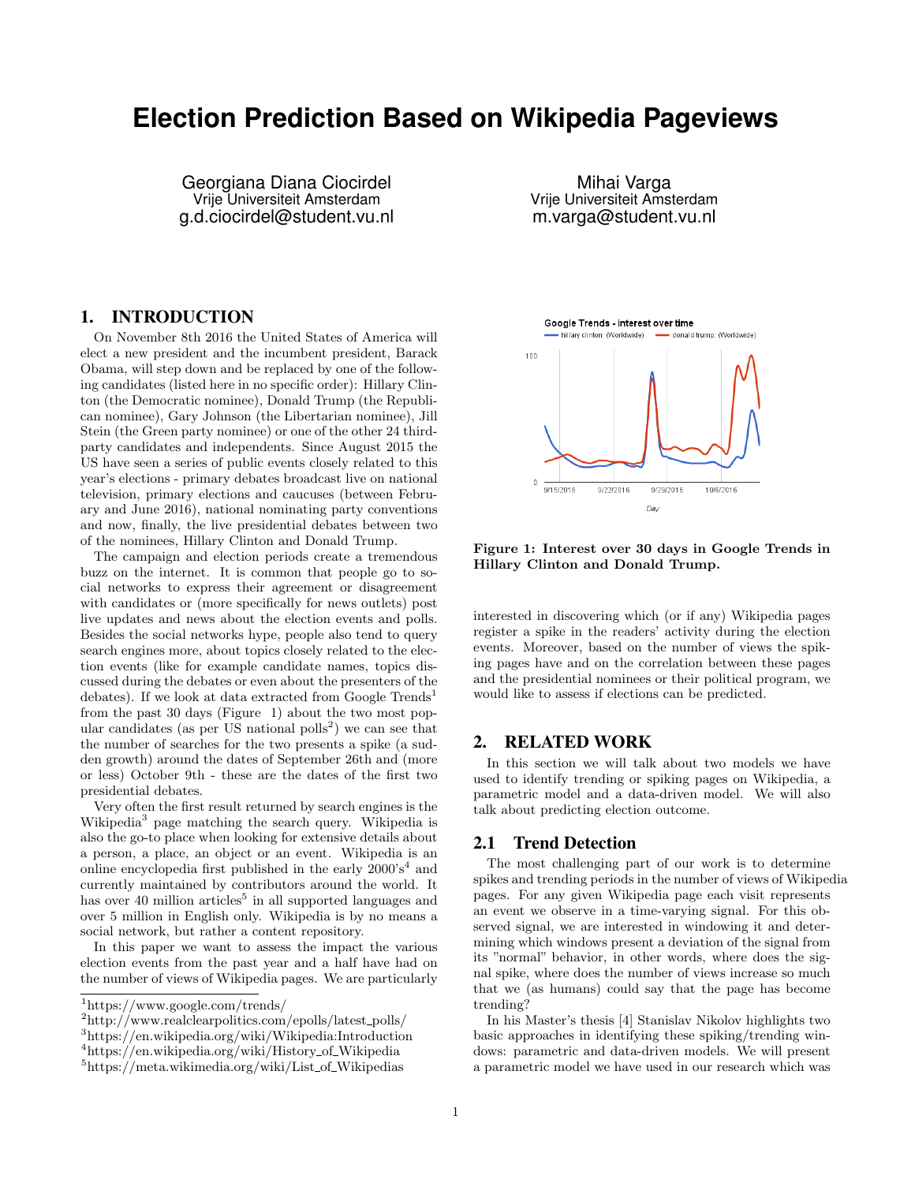# Election Prediction Based on Wikipedia Pageviews

Georgiana Diana Ciocirdel
Vrije Universiteit Amsterdam
g.d.ciocirdel@student.vu.nl

Mihai Varga
Vrije Universiteit Amsterdam
m.varga@student.vu.nl

## 1. INTRODUCTION

On November 8th 2016 the United States of America will elect a new president and the incumbent president, Barack Obama, will step down and be replaced by one of the following candidates (listed here in no specific order): Hillary Clinton (the Democratic nominee), Donald Trump (the Republican nominee), Gary Johnson (the Libertarian nominee), Jill Stein (the Green party nominee) or one of the other 24 third-party candidates and independents. Since August 2015 the US have seen a series of public events closely related to this year's elections - primary debates broadcast live on national television, primary elections and caucuses (between February and June 2016), national nominating party conventions and now, finally, the live presidential debates between two of the nominees, Hillary Clinton and Donald Trump.

The campaign and election periods create a tremendous buzz on the internet. It is common that people go to social networks to express their agreement or disagreement with candidates or (more specifically for news outlets) post live updates and news about the election events and polls. Besides the social networks hype, people also tend to query search engines more, about topics closely related to the election events (like for example candidate names, topics discussed during the debates or even about the presenters of the debates). If we look at data extracted from Google Trends[1] from the past 30 days (Figure 1) about the two most popular candidates (as per US national polls[2]) we can see that the number of searches for the two presents a spike (a sudden growth) around the dates of September 26th and (more or less) October 9th - these are the dates of the first two presidential debates.

Very often the first result returned by search engines is the Wikipedia[3] page matching the search query. Wikipedia is also the go-to place when looking for extensive details about a person, a place, an object or an event. Wikipedia is an online encyclopedia first published in the early 2000's[4] and currently maintained by contributors around the world. It has over 40 million articles[5] in all supported languages and over 5 million in English only. Wikipedia is by no means a social network, but rather a content repository.

In this paper we want to assess the impact the various election events from the past year and a half have had on the number of views of Wikipedia pages. We are particularly interested in discovering which (or if any) Wikipedia pages register a spike in the readers' activity during the election events. Moreover, based on the number of views the spiking pages have and on the correlation between these pages and the presidential nominees or their political program, we would like to assess if elections can be predicted.

**Figure 1: Interest over 30 days in Google Trends in Hillary Clinton and Donald Trump.**

## 2. RELATED WORK

In this section we will talk about two models we have used to identify trending or spiking pages on Wikipedia, a parametric model and a data-driven model. We will also talk about predicting election outcome.

### 2.1 Trend Detection

The most challenging part of our work is to determine spikes and trending periods in the number of views of Wikipedia pages. For any given Wikipedia page each visit represents an event we observe in a time-varying signal. For this observed signal, we are interested in windowing it and determining which windows present a deviation of the signal from its "normal" behavior, in other words, where does the signal spike, where does the number of views increase so much that we (as humans) could say that the page has become trending?

In his Master's thesis [4] Stanislav Nikolov highlights two basic approaches in identifying these spiking/trending windows: parametric and data-driven models. We will present a parametric model we have used in our research which was

[1] https://www.google.com/trends/
[2] http://www.realclearpolitics.com/epolls/latest_polls/
[3] https://en.wikipedia.org/wiki/Wikipedia:Introduction
[4] https://en.wikipedia.org/wiki/History_of_Wikipedia
[5] https://meta.wikimedia.org/wiki/List_of_Wikipedias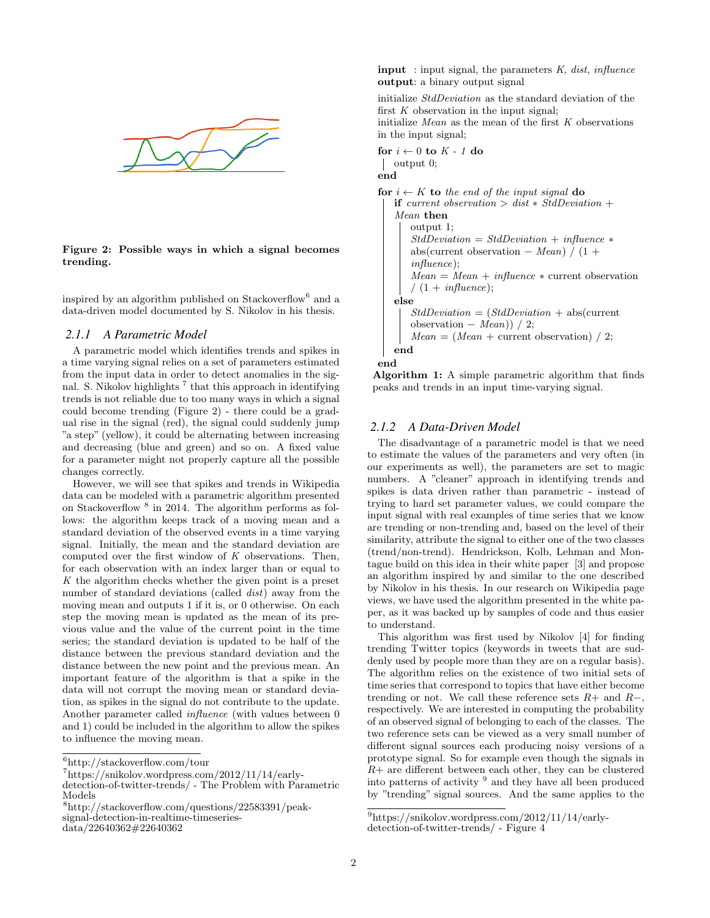Figure 2: **Possible ways in which a signal becomes trending.**

inspired by an algorithm published on Stackoverflow[6] and a data-driven model documented by S. Nikolov in his thesis.

### 2.1.1 A Parametric Model

A parametric model which identifies trends and spikes in a time varying signal relies on a set of parameters estimated from the input data in order to detect anomalies in the signal. S. Nikolov highlights [7] that this approach in identifying trends is not reliable due to too many ways in which a signal could become trending (Figure 2) - there could be a gradual rise in the signal (red), the signal could suddenly jump "a step" (yellow), it could be alternating between increasing and decreasing (blue and green) and so on. A fixed value for a parameter might not properly capture all the possible changes correctly.

However, we will see that spikes and trends in Wikipedia data can be modeled with a parametric algorithm presented on Stackoverflow [8] in 2014. The algorithm performs as follows: the algorithm keeps track of a moving mean and a standard deviation of the observed events in a time varying signal. Initially, the mean and the standard deviation are computed over the first window of $K$ observations. Then, for each observation with an index larger than or equal to $K$ the algorithm checks whether the given point is a preset number of standard deviations (called *dist*) away from the moving mean and outputs 1 if it is, or 0 otherwise. On each step the moving mean is updated as the mean of its previous value and the value of the current point in the time series; the standard deviation is updated to be half of the distance between the previous standard deviation and the distance between the new point and the previous mean. An important feature of the algorithm is that a spike in the data will not corrupt the moving mean or standard deviation, as spikes in the signal do not contribute to the update. Another parameter called *influence* (with values between 0 and 1) could be included in the algorithm to allow the spikes to influence the moving mean.

[6] http://stackoverflow.com/tour

[7] https://snikolov.wordpress.com/2012/11/14/early-detection-of-twitter-trends/ - The Problem with Parametric Models

[8] http://stackoverflow.com/questions/22583391/peak-signal-detection-in-realtime-timeseries-data/22640362#22640362

```
input  : input signal, the parameters K, dist, influence
output: a binary output signal

initialize StdDeviation as the standard deviation of the
first K observation in the input signal;
initialize Mean as the mean of the first K observations
in the input signal;

for i ← 0 to K - 1 do
    output 0;
end

for i ← K to the end of the input signal do
    if current observation > dist * StdDeviation +
    Mean then
        output 1;
        StdDeviation = StdDeviation + influence *
        abs(current observation − Mean) / (1 +
        influence);
        Mean = Mean + influence * current observation
        / (1 + influence);
    else
        StdDeviation = (StdDeviation + abs(current
        observation − Mean)) / 2;
        Mean = (Mean + current observation) / 2;
    end
end
```

**Algorithm 1:** A simple parametric algorithm that finds peaks and trends in an input time-varying signal.

### 2.1.2 A Data-Driven Model

The disadvantage of a parametric model is that we need to estimate the values of the parameters and very often (in our experiments as well), the parameters are set to magic numbers. A "cleaner" approach in identifying trends and spikes is data driven rather than parametric - instead of trying to hard set parameter values, we could compare the input signal with real examples of time series that we know are trending or non-trending and, based on the level of their similarity, attribute the signal to either one of the two classes (trend/non-trend). Hendrickson, Kolb, Lehman and Montague build on this idea in their white paper [3] and propose an algorithm inspired by and similar to the one described by Nikolov in his thesis. In our research on Wikipedia page views, we have used the algorithm presented in the white paper, as it was backed up by samples of code and thus easier to understand.

This algorithm was first used by Nikolov [4] for finding trending Twitter topics (keywords in tweets that are suddenly used by people more than they are on a regular basis). The algorithm relies on the existence of two initial sets of time series that correspond to topics that have either become trending or not. We call these reference sets $R+$ and $R-$, respectively. We are interested in computing the probability of an observed signal of belonging to each of the classes. The two reference sets can be viewed as a very small number of different signal sources each producing noisy versions of a prototype signal. So for example even though the signals in $R+$ are different between each other, they can be clustered into patterns of activity [9] and they have all been produced by "trending" signal sources. And the same applies to the

[9] https://snikolov.wordpress.com/2012/11/14/early-detection-of-twitter-trends/ - Figure 4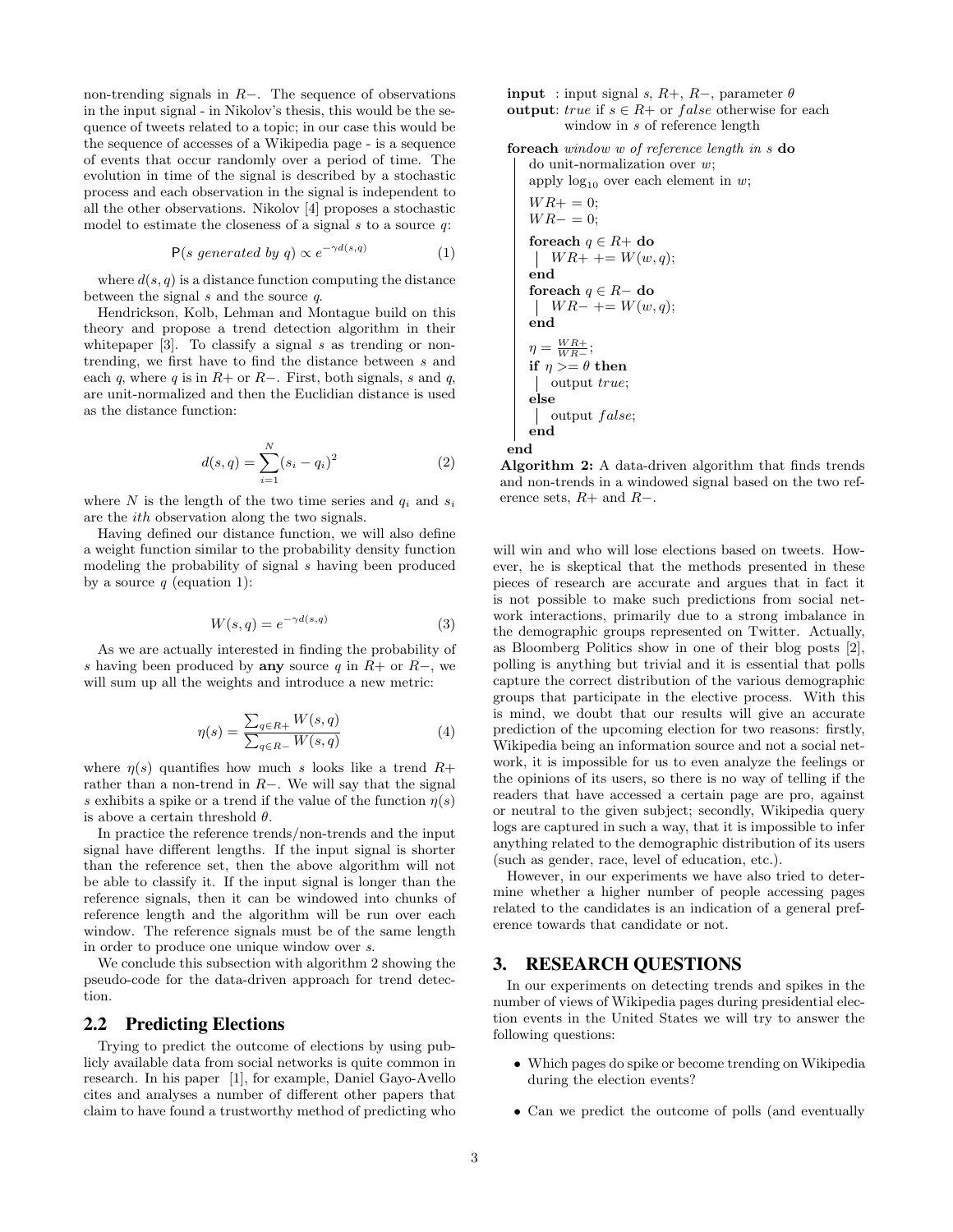non-trending signals in $R-$. The sequence of observations in the input signal - in Nikolov's thesis, this would be the sequence of tweets related to a topic; in our case this would be the sequence of accesses of a Wikipedia page - is a sequence of events that occur randomly over a period of time. The evolution in time of the signal is described by a stochastic process and each observation in the signal is independent to all the other observations. Nikolov [4] proposes a stochastic model to estimate the closeness of a signal $s$ to a source $q$:

$$\mathsf{P}(s \text{ } generated \text{ } by \text{ } q) \propto e^{-\gamma d(s,q)} \tag{1}$$

where $d(s, q)$ is a distance function computing the distance between the signal $s$ and the source $q$.

Hendrickson, Kolb, Lehman and Montague build on this theory and propose a trend detection algorithm in their whitepaper [3]. To classify a signal $s$ as trending or non-trending, we first have to find the distance between $s$ and each $q$, where $q$ is in $R+$ or $R-$. First, both signals, $s$ and $q$, are unit-normalized and then the Euclidian distance is used as the distance function:

$$d(s,q) = \sum_{i=1}^{N} (s_i - q_i)^2 \tag{2}$$

where $N$ is the length of the two time series and $q_i$ and $s_i$ are the *ith* observation along the two signals.

Having defined our distance function, we will also define a weight function similar to the probability density function modeling the probability of signal $s$ having been produced by a source $q$ (equation 1):

$$W(s,q) = e^{-\gamma d(s,q)} \tag{3}$$

As we are actually interested in finding the probability of $s$ having been produced by **any** source $q$ in $R+$ or $R-$, we will sum up all the weights and introduce a new metric:

$$\eta(s) = \frac{\sum_{q \in R+} W(s,q)}{\sum_{q \in R-} W(s,q)} \tag{4}$$

where $\eta(s)$ quantifies how much $s$ looks like a trend $R+$ rather than a non-trend in $R-$. We will say that the signal $s$ exhibits a spike or a trend if the value of the function $\eta(s)$ is above a certain threshold $\theta$.

In practice the reference trends/non-trends and the input signal have different lengths. If the input signal is shorter than the reference set, then the above algorithm will not be able to classify it. If the input signal is longer than the reference signals, then it can be windowed into chunks of reference length and the algorithm will be run over each window. The reference signals must be of the same length in order to produce one unique window over $s$.

We conclude this subsection with algorithm 2 showing the pseudo-code for the data-driven approach for trend detection.

```
input  : input signal s, R+, R−, parameter θ
output: true if s ∈ R+ or false otherwise for each
        window in s of reference length

foreach window w of reference length in s do
    do unit-normalization over w;
    apply log10 over each element in w;
    WR+ = 0;
    WR− = 0;
    foreach q ∈ R+ do
        WR+ += W(w, q);
    end
    foreach q ∈ R− do
        WR− += W(w, q);
    end
    η = WR+ / WR−;
    if η >= θ then
        output true;
    else
        output false;
    end
end
```

**Algorithm 2:** A data-driven algorithm that finds trends and non-trends in a windowed signal based on the two reference sets, $R+$ and $R-$.

## 2.2 Predicting Elections

Trying to predict the outcome of elections by using publicly available data from social networks is quite common in research. In his paper [1], for example, Daniel Gayo-Avello cites and analyses a number of different other papers that claim to have found a trustworthy method of predicting who will win and who will lose elections based on tweets. However, he is skeptical that the methods presented in these pieces of research are accurate and argues that in fact it is not possible to make such predictions from social network interactions, primarily due to a strong imbalance in the demographic groups represented on Twitter. Actually, as Bloomberg Politics show in one of their blog posts [2], polling is anything but trivial and it is essential that polls capture the correct distribution of the various demographic groups that participate in the elective process. With this is mind, we doubt that our results will give an accurate prediction of the upcoming election for two reasons: firstly, Wikipedia being an information source and not a social network, it is impossible for us to even analyze the feelings or the opinions of its users, so there is no way of telling if the readers that have accessed a certain page are pro, against or neutral to the given subject; secondly, Wikipedia query logs are captured in such a way, that it is impossible to infer anything related to the demographic distribution of its users (such as gender, race, level of education, etc.).

However, in our experiments we have also tried to determine whether a higher number of people accessing pages related to the candidates is an indication of a general preference towards that candidate or not.

# 3. RESEARCH QUESTIONS

In our experiments on detecting trends and spikes in the number of views of Wikipedia pages during presidential election events in the United States we will try to answer the following questions:

- Which pages do spike or become trending on Wikipedia during the election events?
- Can we predict the outcome of polls (and eventually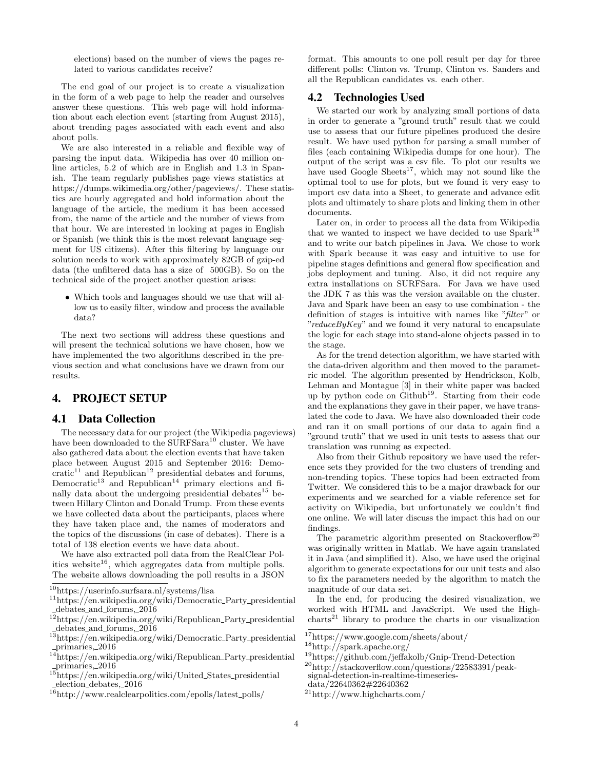elections) based on the number of views the pages related to various candidates receive?

The end goal of our project is to create a visualization in the form of a web page to help the reader and ourselves answer these questions. This web page will hold information about each election event (starting from August 2015), about trending pages associated with each event and also about polls.

We are also interested in a reliable and flexible way of parsing the input data. Wikipedia has over 40 million online articles, 5.2 of which are in English and 1.3 in Spanish. The team regularly publishes page views statistics at https://dumps.wikimedia.org/other/pageviews/. These statistics are hourly aggregated and hold information about the language of the article, the medium it has been accessed from, the name of the article and the number of views from that hour. We are interested in looking at pages in English or Spanish (we think this is the most relevant language segment for US citizens). After this filtering by language our solution needs to work with approximately 82GB of gzip-ed data (the unfiltered data has a size of 500GB). So on the technical side of the project another question arises:

- Which tools and languages should we use that will allow us to easily filter, window and process the available data?

The next two sections will address these questions and will present the technical solutions we have chosen, how we have implemented the two algorithms described in the previous section and what conclusions have we drawn from our results.

## 4. PROJECT SETUP

### 4.1 Data Collection

The necessary data for our project (the Wikipedia pageviews) have been downloaded to the SURFSara[10] cluster. We have also gathered data about the election events that have taken place between August 2015 and September 2016: Democratic[11] and Republican[12] presidential debates and forums, Democratic[13] and Republican[14] primary elections and finally data about the undergoing presidential debates[15] between Hillary Clinton and Donald Trump. From these events we have collected data about the participants, places where they have taken place and, the names of moderators and the topics of the discussions (in case of debates). There is a total of 138 election events we have data about.

We have also extracted poll data from the RealClear Politics website[16], which aggregates data from multiple polls. The website allows downloading the poll results in a JSON format. This amounts to one poll result per day for three different polls: Clinton vs. Trump, Clinton vs. Sanders and all the Republican candidates vs. each other.

### 4.2 Technologies Used

We started our work by analyzing small portions of data in order to generate a "ground truth" result that we could use to assess that our future pipelines produced the desire result. We have used python for parsing a small number of files (each containing Wikipedia dumps for one hour). The output of the script was a csv file. To plot our results we have used Google Sheets[17], which may not sound like the optimal tool to use for plots, but we found it very easy to import csv data into a Sheet, to generate and advance edit plots and ultimately to share plots and linking them in other documents.

Later on, in order to process all the data from Wikipedia that we wanted to inspect we have decided to use Spark[18] and to write our batch pipelines in Java. We chose to work with Spark because it was easy and intuitive to use for pipeline stages definitions and general flow specification and jobs deployment and tuning. Also, it did not require any extra installations on SURFSara. For Java we have used the JDK 7 as this was the version available on the cluster. Java and Spark have been an easy to use combination - the definition of stages is intuitive with names like "*filter*" or "*reduceByKey*" and we found it very natural to encapsulate the logic for each stage into stand-alone objects passed in to the stage.

As for the trend detection algorithm, we have started with the data-driven algorithm and then moved to the parametric model. The algorithm presented by Hendrickson, Kolb, Lehman and Montague [3] in their white paper was backed up by python code on Github[19]. Starting from their code and the explanations they gave in their paper, we have translated the code to Java. We have also downloaded their code and ran it on small portions of our data to again find a "ground truth" that we used in unit tests to assess that our translation was running as expected.

Also from their Github repository we have used the reference sets they provided for the two clusters of trending and non-trending topics. These topics had been extracted from Twitter. We considered this to be a major drawback for our experiments and we searched for a viable reference set for activity on Wikipedia, but unfortunately we couldn't find one online. We will later discuss the impact this had on our findings.

The parametric algorithm presented on Stackoverflow[20] was originally written in Matlab. We have again translated it in Java (and simplified it). Also, we have used the original algorithm to generate expectations for our unit tests and also to fix the parameters needed by the algorithm to match the magnitude of our data set.

In the end, for producing the desired visualization, we worked with HTML and JavaScript. We used the Highcharts[21] library to produce the charts in our visualization

---

[10] https://userinfo.surfsara.nl/systems/lisa

[11] https://en.wikipedia.org/wiki/Democratic_Party_presidential_debates_and_forums,_2016

[12] https://en.wikipedia.org/wiki/Republican_Party_presidential_debates_and_forums,_2016

[13] https://en.wikipedia.org/wiki/Democratic_Party_presidential_primaries,_2016

[14] https://en.wikipedia.org/wiki/Republican_Party_presidential_primaries,_2016

[15] https://en.wikipedia.org/wiki/United_States_presidential_election_debates,_2016

[16] http://www.realclearpolitics.com/epolls/latest_polls/

[17] https://www.google.com/sheets/about/

[18] http://spark.apache.org/

[19] https://github.com/jeffakolb/Gnip-Trend-Detection

[20] http://stackoverflow.com/questions/22583391/peak-signal-detection-in-realtime-timeseries-data/22640362#22640362

[21] http://www.highcharts.com/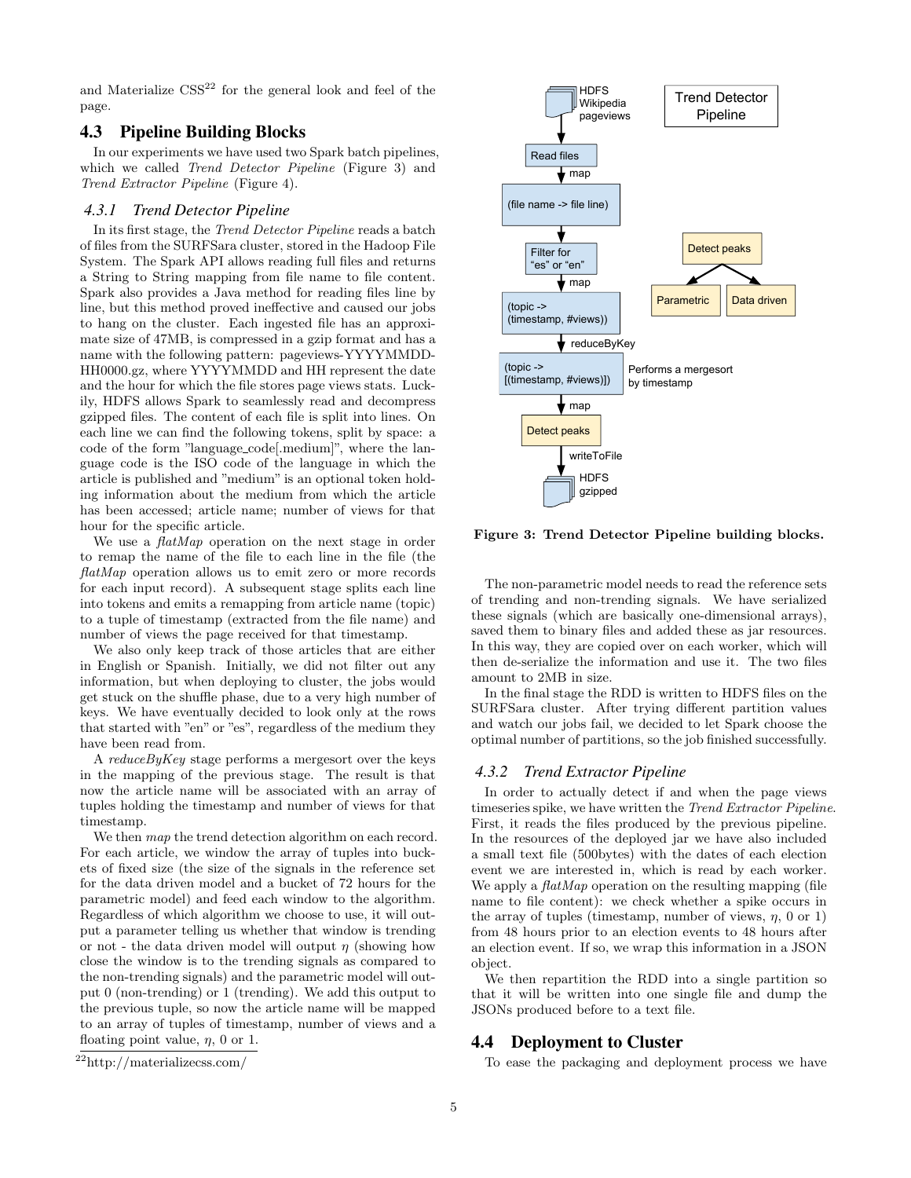and Materialize CSS[22] for the general look and feel of the page.

## 4.3 Pipeline Building Blocks

In our experiments we have used two Spark batch pipelines, which we called *Trend Detector Pipeline* (Figure 3) and *Trend Extractor Pipeline* (Figure 4).

### 4.3.1 Trend Detector Pipeline

In its first stage, the *Trend Detector Pipeline* reads a batch of files from the SURFSara cluster, stored in the Hadoop File System. The Spark API allows reading full files and returns a String to String mapping from file name to file content. Spark also provides a Java method for reading files line by line, but this method proved ineffective and caused our jobs to hang on the cluster. Each ingested file has an approximate size of 47MB, is compressed in a gzip format and has a name with the following pattern: pageviews-YYYYMMDD-HH0000.gz, where YYYYMMDD and HH represent the date and the hour for which the file stores page views stats. Luckily, HDFS allows Spark to seamlessly read and decompress gzipped files. The content of each file is split into lines. On each line we can find the following tokens, split by space: a code of the form "language_code[.medium]", where the language code is the ISO code of the language in which the article is published and "medium" is an optional token holding information about the medium from which the article has been accessed; article name; number of views for that hour for the specific article.

We use a *flatMap* operation on the next stage in order to remap the name of the file to each line in the file (the *flatMap* operation allows us to emit zero or more records for each input record). A subsequent stage splits each line into tokens and emits a remapping from article name (topic) to a tuple of timestamp (extracted from the file name) and number of views the page received for that timestamp.

We also only keep track of those articles that are either in English or Spanish. Initially, we did not filter out any information, but when deploying to cluster, the jobs would get stuck on the shuffle phase, due to a very high number of keys. We have eventually decided to look only at the rows that started with "en" or "es", regardless of the medium they have been read from.

A *reduceByKey* stage performs a mergesort over the keys in the mapping of the previous stage. The result is that now the article name will be associated with an array of tuples holding the timestamp and number of views for that timestamp.

We then *map* the trend detection algorithm on each record. For each article, we window the array of tuples into buckets of fixed size (the size of the signals in the reference set for the data driven model and a bucket of 72 hours for the parametric model) and feed each window to the algorithm. Regardless of which algorithm we choose to use, it will output a parameter telling us whether that window is trending or not - the data driven model will output $\eta$ (showing how close the window is to the trending signals as compared to the non-trending signals) and the parametric model will output 0 (non-trending) or 1 (trending). We add this output to the previous tuple, so now the article name will be mapped to an array of tuples of timestamp, number of views and a floating point value, $\eta$, 0 or 1.

[22]http://materializecss.com/

**Figure 3: Trend Detector Pipeline building blocks.**

The non-parametric model needs to read the reference sets of trending and non-trending signals. We have serialized these signals (which are basically one-dimensional arrays), saved them to binary files and added these as jar resources. In this way, they are copied over on each worker, which will then de-serialize the information and use it. The two files amount to 2MB in size.

In the final stage the RDD is written to HDFS files on the SURFSara cluster. After trying different partition values and watch our jobs fail, we decided to let Spark choose the optimal number of partitions, so the job finished successfully.

### 4.3.2 Trend Extractor Pipeline

In order to actually detect if and when the page views timeseries spike, we have written the *Trend Extractor Pipeline*. First, it reads the files produced by the previous pipeline. In the resources of the deployed jar we have also included a small text file (500bytes) with the dates of each election event we are interested in, which is read by each worker. We apply a *flatMap* operation on the resulting mapping (file name to file content): we check whether a spike occurs in the array of tuples (timestamp, number of views, $\eta$, 0 or 1) from 48 hours prior to an election events to 48 hours after an election event. If so, we wrap this information in a JSON object.

We then repartition the RDD into a single partition so that it will be written into one single file and dump the JSONs produced before to a text file.

## 4.4 Deployment to Cluster

To ease the packaging and deployment process we have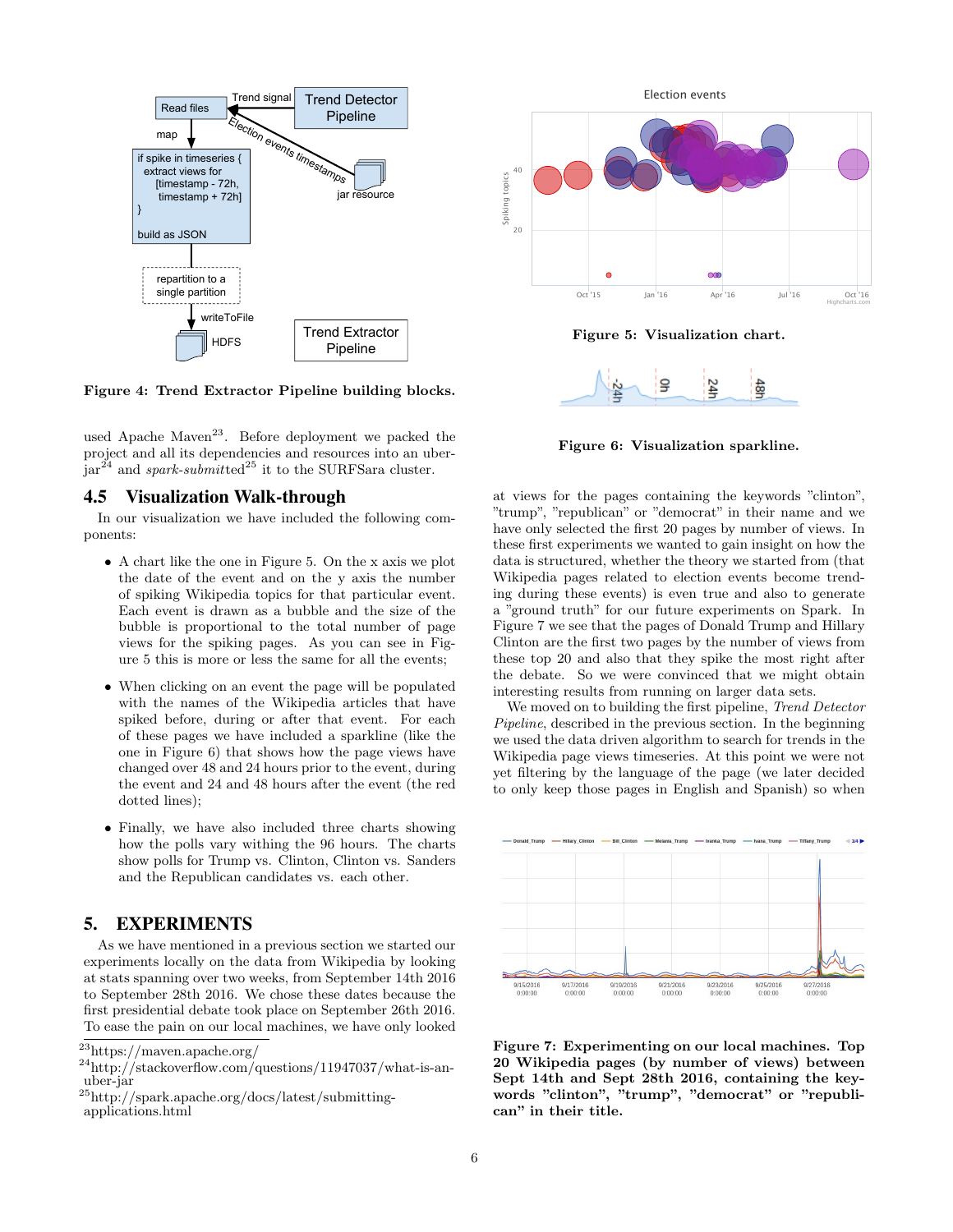Figure 4: Trend Extractor Pipeline building blocks.

used Apache Maven[23]. Before deployment we packed the project and all its dependencies and resources into an uber-jar[24] and *spark-submitted*[25] it to the SURFSara cluster.

## 4.5 Visualization Walk-through

In our visualization we have included the following components:

- A chart like the one in Figure 5. On the x axis we plot the date of the event and on the y axis the number of spiking Wikipedia topics for that particular event. Each event is drawn as a bubble and the size of the bubble is proportional to the total number of page views for the spiking pages. As you can see in Figure 5 this is more or less the same for all the events;
- When clicking on an event the page will be populated with the names of the Wikipedia articles that have spiked before, during or after that event. For each of these pages we have included a sparkline (like the one in Figure 6) that shows how the page views have changed over 48 and 24 hours prior to the event, during the event and 24 and 48 hours after the event (the red dotted lines);
- Finally, we have also included three charts showing how the polls vary withing the 96 hours. The charts show polls for Trump vs. Clinton, Clinton vs. Sanders and the Republican candidates vs. each other.

# 5. EXPERIMENTS

As we have mentioned in a previous section we started our experiments locally on the data from Wikipedia by looking at stats spanning over two weeks, from September 14th 2016 to September 28th 2016. We chose these dates because the first presidential debate took place on September 26th 2016. To ease the pain on our local machines, we have only looked at views for the pages containing the keywords "clinton", "trump", "republican" or "democrat" in their name and we have only selected the first 20 pages by number of views. In these first experiments we wanted to gain insight on how the data is structured, whether the theory we started from (that Wikipedia pages related to election events become trending during these events) is even true and also to generate a "ground truth" for our future experiments on Spark. In Figure 7 we see that the pages of Donald Trump and Hillary Clinton are the first two pages by the number of views from these top 20 and also that they spike the most right after the debate. So we were convinced that we might obtain interesting results from running on larger data sets.

We moved on to building the first pipeline, *Trend Detector Pipeline*, described in the previous section. In the beginning we used the data driven algorithm to search for trends in the Wikipedia page views timeseries. At this point we were not yet filtering by the language of the page (we later decided to only keep those pages in English and Spanish) so when

[23]https://maven.apache.org/

[24]http://stackoverflow.com/questions/11947037/what-is-an-uber-jar

[25]http://spark.apache.org/docs/latest/submitting-applications.html

Figure 5: Visualization chart.

Figure 6: Visualization sparkline.

Figure 7: Experimenting on our local machines. Top 20 Wikipedia pages (by number of views) between Sept 14th and Sept 28th 2016, containing the keywords "clinton", "trump", "democrat" or "republican" in their title.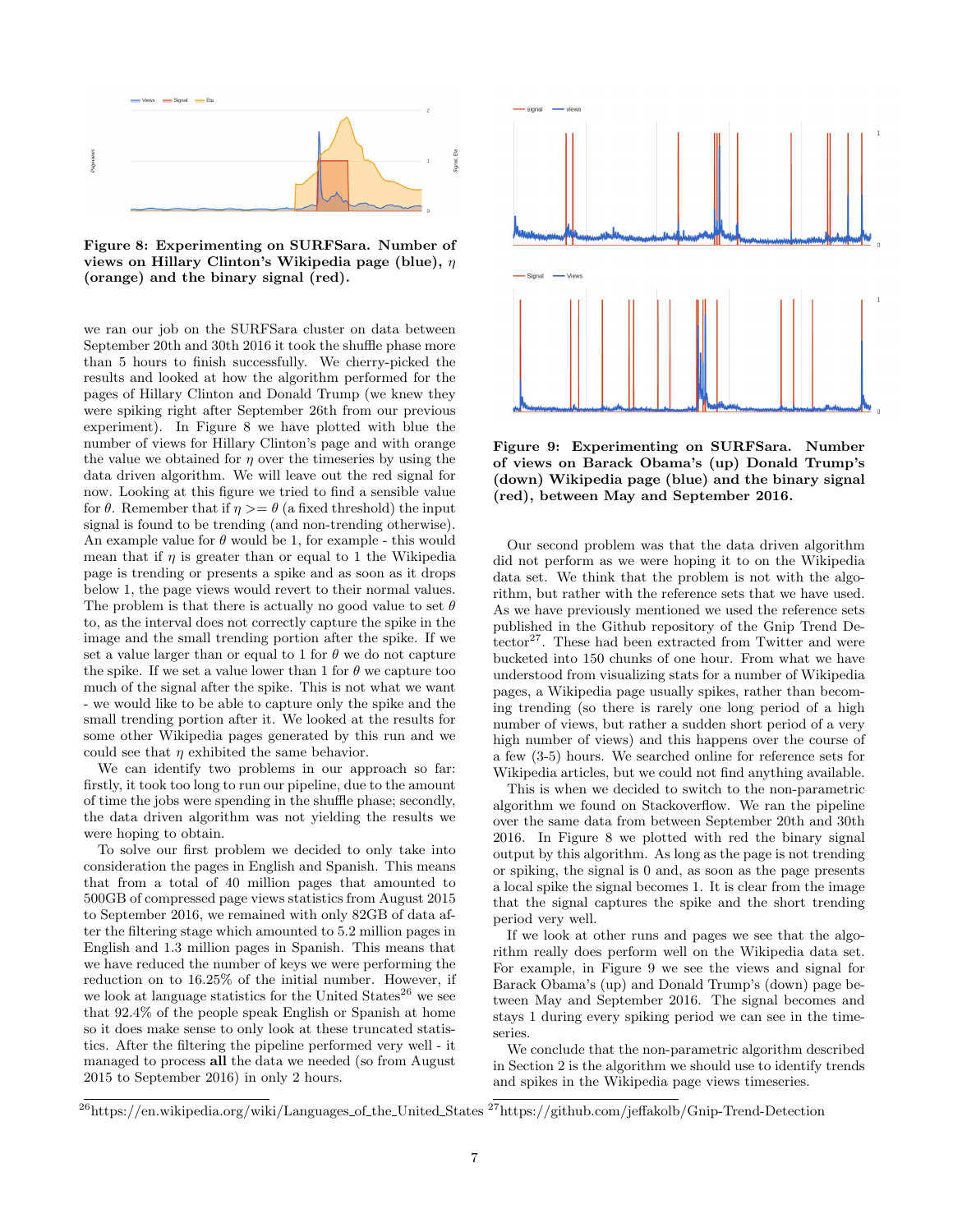Figure 8: Experimenting on SURFSara. Number of views on Hillary Clinton's Wikipedia page (blue), $\eta$ (orange) and the binary signal (red).

we ran our job on the SURFSara cluster on data between September 20th and 30th 2016 it took the shuffle phase more than 5 hours to finish successfully. We cherry-picked the results and looked at how the algorithm performed for the pages of Hillary Clinton and Donald Trump (we knew they were spiking right after September 26th from our previous experiment). In Figure 8 we have plotted with blue the number of views for Hillary Clinton's page and with orange the value we obtained for $\eta$ over the timeseries by using the data driven algorithm. We will leave out the red signal for now. Looking at this figure we tried to find a sensible value for $\theta$. Remember that if $\eta >= \theta$ (a fixed threshold) the input signal is found to be trending (and non-trending otherwise). An example value for $\theta$ would be 1, for example - this would mean that if $\eta$ is greater than or equal to 1 the Wikipedia page is trending or presents a spike and as soon as it drops below 1, the page views would revert to their normal values. The problem is that there is actually no good value to set $\theta$ to, as the interval does not correctly capture the spike in the image and the small trending portion after the spike. If we set a value larger than or equal to 1 for $\theta$ we do not capture the spike. If we set a value lower than 1 for $\theta$ we capture too much of the signal after the spike. This is not what we want - we would like to be able to capture only the spike and the small trending portion after it. We looked at the results for some other Wikipedia pages generated by this run and we could see that $\eta$ exhibited the same behavior.

We can identify two problems in our approach so far: firstly, it took too long to run our pipeline, due to the amount of time the jobs were spending in the shuffle phase; secondly, the data driven algorithm was not yielding the results we were hoping to obtain.

To solve our first problem we decided to only take into consideration the pages in English and Spanish. This means that from a total of 40 million pages that amounted to 500GB of compressed page views statistics from August 2015 to September 2016, we remained with only 82GB of data after the filtering stage which amounted to 5.2 million pages in English and 1.3 million pages in Spanish. This means that we have reduced the number of keys we were performing the reduction on to 16.25% of the initial number. However, if we look at language statistics for the United States[26] we see that 92.4% of the people speak English or Spanish at home so it does make sense to only look at these truncated statistics. After the filtering the pipeline performed very well - it managed to process **all** the data we needed (so from August 2015 to September 2016) in only 2 hours.

Figure 9: Experimenting on SURFSara. Number of views on Barack Obama's (up) Donald Trump's (down) Wikipedia page (blue) and the binary signal (red), between May and September 2016.

Our second problem was that the data driven algorithm did not perform as we were hoping it to on the Wikipedia data set. We think that the problem is not with the algorithm, but rather with the reference sets that we have used. As we have previously mentioned we used the reference sets published in the Github repository of the Gnip Trend Detector[27]. These had been extracted from Twitter and were bucketed into 150 chunks of one hour. From what we have understood from visualizing stats for a number of Wikipedia pages, a Wikipedia page usually spikes, rather than becoming trending (so there is rarely one long period of a high number of views, but rather a sudden short period of a very high number of views) and this happens over the course of a few (3-5) hours. We searched online for reference sets for Wikipedia articles, but we could not find anything available.

This is when we decided to switch to the non-parametric algorithm we found on Stackoverflow. We ran the pipeline over the same data from between September 20th and 30th 2016. In Figure 8 we plotted with red the binary signal output by this algorithm. As long as the page is not trending or spiking, the signal is 0 and, as soon as the page presents a local spike the signal becomes 1. It is clear from the image that the signal captures the spike and the short trending period very well.

If we look at other runs and pages we see that the algorithm really does perform well on the Wikipedia data set. For example, in Figure 9 we see the views and signal for Barack Obama's (up) and Donald Trump's (down) page between May and September 2016. The signal becomes and stays 1 during every spiking period we can see in the timeseries.

We conclude that the non-parametric algorithm described in Section 2 is the algorithm we should use to identify trends and spikes in the Wikipedia page views timeseries.

[26]https://en.wikipedia.org/wiki/Languages_of_the_United_States

[27]https://github.com/jeffakolb/Gnip-Trend-Detection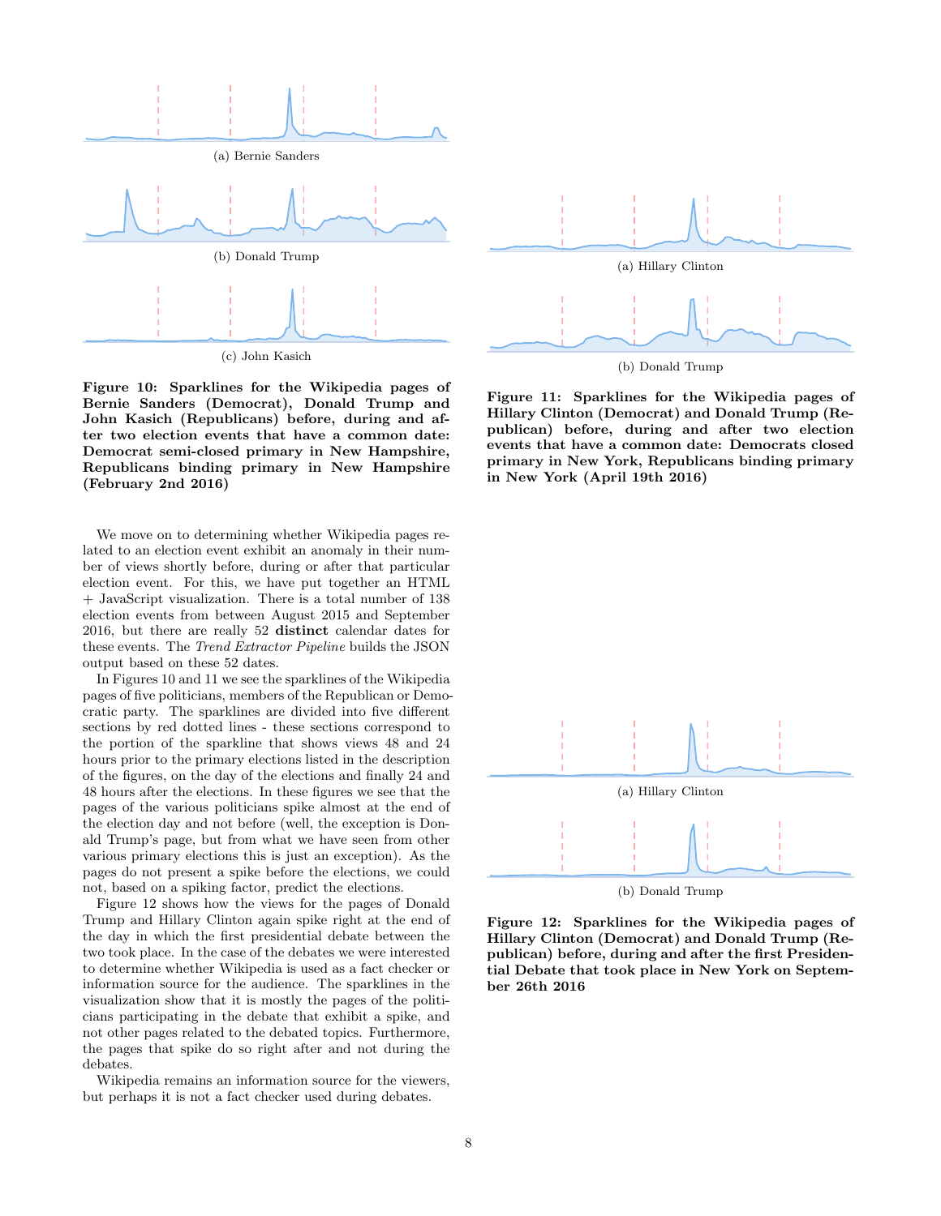(a) Bernie Sanders

(b) Donald Trump

(c) John Kasich

**Figure 10: Sparklines for the Wikipedia pages of Bernie Sanders (Democrat), Donald Trump and John Kasich (Republicans) before, during and after two election events that have a common date: Democrat semi-closed primary in New Hampshire, Republicans binding primary in New Hampshire (February 2nd 2016)**

(a) Hillary Clinton

(b) Donald Trump

**Figure 11: Sparklines for the Wikipedia pages of Hillary Clinton (Democrat) and Donald Trump (Republican) before, during and after two election events that have a common date: Democrats closed primary in New York, Republicans binding primary in New York (April 19th 2016)**

We move on to determining whether Wikipedia pages related to an election event exhibit an anomaly in their number of views shortly before, during or after that particular election event. For this, we have put together an HTML + JavaScript visualization. There is a total number of 138 election events from between August 2015 and September 2016, but there are really 52 **distinct** calendar dates for these events. The *Trend Extractor Pipeline* builds the JSON output based on these 52 dates.

In Figures 10 and 11 we see the sparklines of the Wikipedia pages of five politicians, members of the Republican or Democratic party. The sparklines are divided into five different sections by red dotted lines - these sections correspond to the portion of the sparkline that shows views 48 and 24 hours prior to the primary elections listed in the description of the figures, on the day of the elections and finally 24 and 48 hours after the elections. In these figures we see that the pages of the various politicians spike almost at the end of the election day and not before (well, the exception is Donald Trump's page, but from what we have seen from other various primary elections this is just an exception). As the pages do not present a spike before the elections, we could not, based on a spiking factor, predict the elections.

Figure 12 shows how the views for the pages of Donald Trump and Hillary Clinton again spike right at the end of the day in which the first presidential debate between the two took place. In the case of the debates we were interested to determine whether Wikipedia is used as a fact checker or information source for the audience. The sparklines in the visualization show that it is mostly the pages of the politicians participating in the debate that exhibit a spike, and not other pages related to the debated topics. Furthermore, the pages that spike do so right after and not during the debates.

Wikipedia remains an information source for the viewers, but perhaps it is not a fact checker used during debates.

(a) Hillary Clinton

(b) Donald Trump

**Figure 12: Sparklines for the Wikipedia pages of Hillary Clinton (Democrat) and Donald Trump (Republican) before, during and after the first Presidential Debate that took place in New York on September 26th 2016**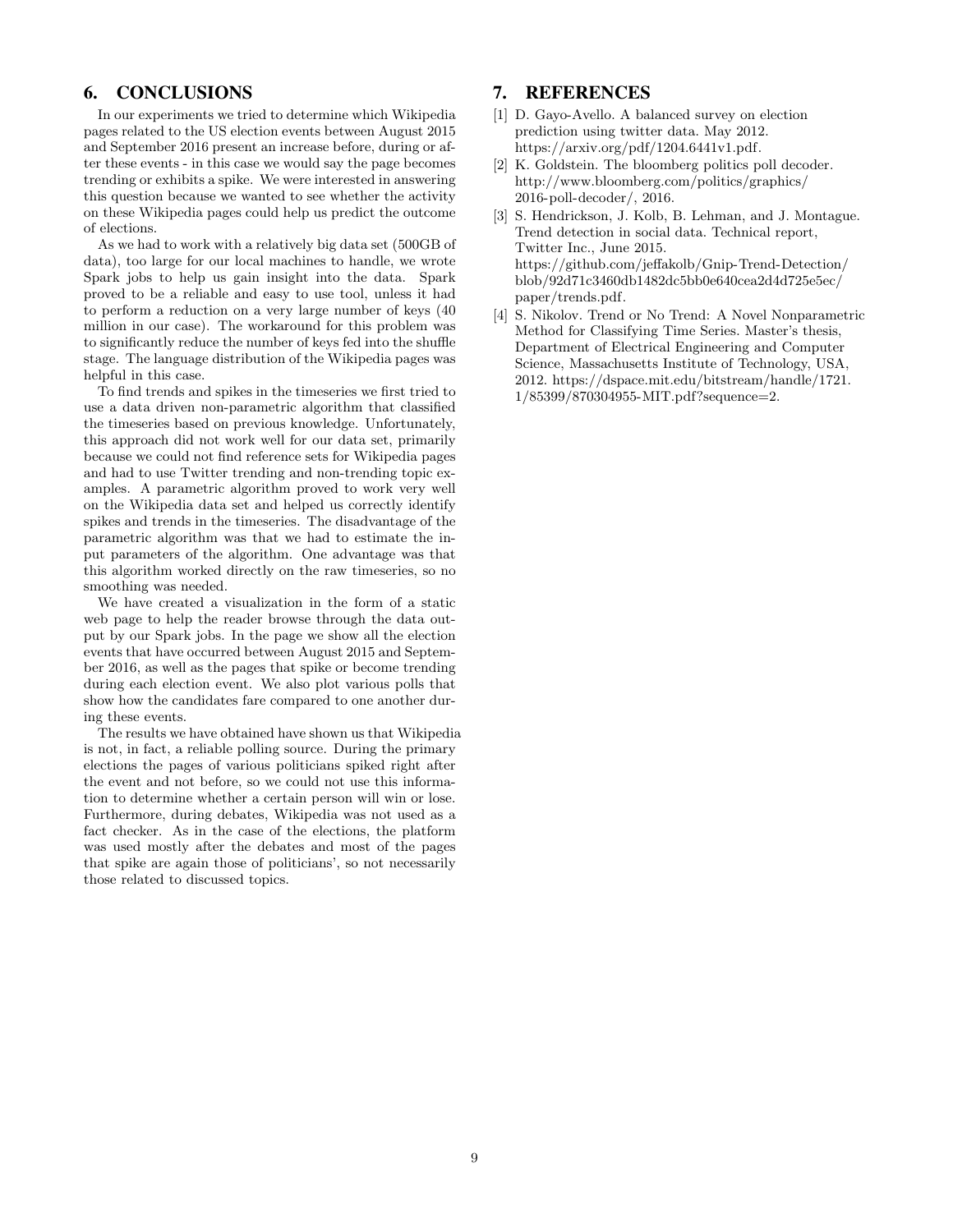## 6. CONCLUSIONS

In our experiments we tried to determine which Wikipedia pages related to the US election events between August 2015 and September 2016 present an increase before, during or after these events - in this case we would say the page becomes trending or exhibits a spike. We were interested in answering this question because we wanted to see whether the activity on these Wikipedia pages could help us predict the outcome of elections.

As we had to work with a relatively big data set (500GB of data), too large for our local machines to handle, we wrote Spark jobs to help us gain insight into the data. Spark proved to be a reliable and easy to use tool, unless it had to perform a reduction on a very large number of keys (40 million in our case). The workaround for this problem was to significantly reduce the number of keys fed into the shuffle stage. The language distribution of the Wikipedia pages was helpful in this case.

To find trends and spikes in the timeseries we first tried to use a data driven non-parametric algorithm that classified the timeseries based on previous knowledge. Unfortunately, this approach did not work well for our data set, primarily because we could not find reference sets for Wikipedia pages and had to use Twitter trending and non-trending topic examples. A parametric algorithm proved to work very well on the Wikipedia data set and helped us correctly identify spikes and trends in the timeseries. The disadvantage of the parametric algorithm was that we had to estimate the input parameters of the algorithm. One advantage was that this algorithm worked directly on the raw timeseries, so no smoothing was needed.

We have created a visualization in the form of a static web page to help the reader browse through the data output by our Spark jobs. In the page we show all the election events that have occurred between August 2015 and September 2016, as well as the pages that spike or become trending during each election event. We also plot various polls that show how the candidates fare compared to one another during these events.

The results we have obtained have shown us that Wikipedia is not, in fact, a reliable polling source. During the primary elections the pages of various politicians spiked right after the event and not before, so we could not use this information to determine whether a certain person will win or lose. Furthermore, during debates, Wikipedia was not used as a fact checker. As in the case of the elections, the platform was used mostly after the debates and most of the pages that spike are again those of politicians', so not necessarily those related to discussed topics.

## 7. REFERENCES

[1] D. Gayo-Avello. A balanced survey on election prediction using twitter data. May 2012. https://arxiv.org/pdf/1204.6441v1.pdf.

[2] K. Goldstein. The bloomberg politics poll decoder. http://www.bloomberg.com/politics/graphics/2016-poll-decoder/, 2016.

[3] S. Hendrickson, J. Kolb, B. Lehman, and J. Montague. Trend detection in social data. Technical report, Twitter Inc., June 2015. https://github.com/jeffakolb/Gnip-Trend-Detection/blob/92d71c3460db1482dc5bb0e640cea2d4d725e5ec/paper/trends.pdf.

[4] S. Nikolov. Trend or No Trend: A Novel Nonparametric Method for Classifying Time Series. Master's thesis, Department of Electrical Engineering and Computer Science, Massachusetts Institute of Technology, USA, 2012. https://dspace.mit.edu/bitstream/handle/1721.1/85399/870304955-MIT.pdf?sequence=2.